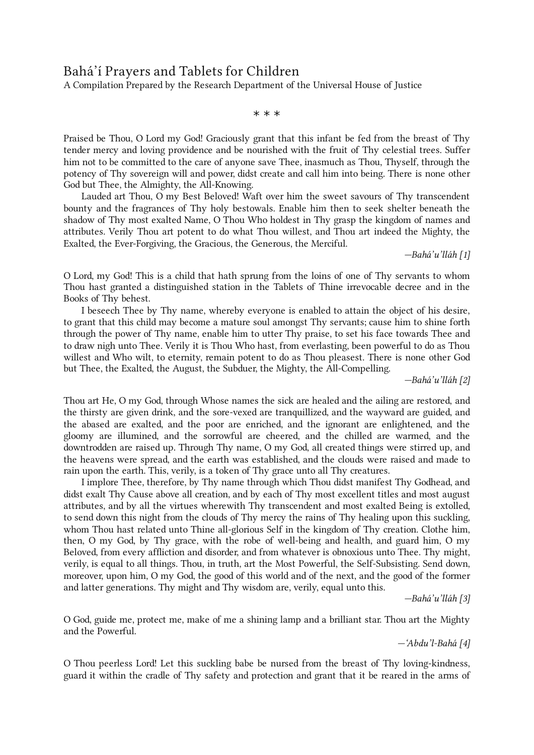# Bahá'í Prayers and Tablets for Children

A Compilation Prepared by the Research Department of the Universal House of Justice

\* \* \*

Praised be Thou, O Lord my God! Graciously grant that this infant be fed from the breast of Thy tender mercy and loving providence and be nourished with the fruit of Thy celestial trees. Suffer him not to be committed to the care of anyone save Thee, inasmuch as Thou, Thyself, through the potency of Thy sovereign will and power, didst create and call him into being. There is none other God but Thee, the Almighty, the All-Knowing.

Lauded art Thou, O my Best Beloved! Waft over him the sweet savours of Thy transcendent bounty and the fragrances of Thy holy bestowals. Enable him then to seek shelter beneath the shadow of Thy most exalted Name, O Thou Who holdest in Thy grasp the kingdom of names and attributes. Verily Thou art potent to do what Thou willest, and Thou art indeed the Mighty, the Exalted, the Ever-Forgiving, the Gracious, the Generous, the Merciful.

*—Bahá'u'lláh [1]*

O Lord, my God! This is a child that hath sprung from the loins of one of Thy servants to whom Thou hast granted a distinguished station in the Tablets of Thine irrevocable decree and in the Books of Thy behest.

I beseech Thee by Thy name, whereby everyone is enabled to attain the object of his desire, to grant that this child may become a mature soul amongst Thy servants; cause him to shine forth through the power of Thy name, enable him to utter Thy praise, to set his face towards Thee and to draw nigh unto Thee. Verily it is Thou Who hast, from everlasting, been powerful to do as Thou willest and Who wilt, to eternity, remain potent to do as Thou pleasest. There is none other God but Thee, the Exalted, the August, the Subduer, the Mighty, the All-Compelling.

*—Bahá'u'lláh [2]*

Thou art He, O my God, through Whose names the sick are healed and the ailing are restored, and the thirsty are given drink, and the sore-vexed are tranquillized, and the wayward are guided, and the abased are exalted, and the poor are enriched, and the ignorant are enlightened, and the gloomy are illumined, and the sorrowful are cheered, and the chilled are warmed, and the downtrodden are raised up. Through Thy name, O my God, all created things were stirred up, and the heavens were spread, and the earth was established, and the clouds were raised and made to rain upon the earth. This, verily, is a token of Thy grace unto all Thy creatures.

I implore Thee, therefore, by Thy name through which Thou didst manifest Thy Godhead, and didst exalt Thy Cause above all creation, and by each of Thy most excellent titles and most august attributes, and by all the virtues wherewith Thy transcendent and most exalted Being is extolled, to send down this night from the clouds of Thy mercy the rains of Thy healing upon this suckling, whom Thou hast related unto Thine all-glorious Self in the kingdom of Thy creation. Clothe him, then, O my God, by Thy grace, with the robe of well-being and health, and guard him, O my Beloved, from every affliction and disorder, and from whatever is obnoxious unto Thee. Thy might, verily, is equal to all things. Thou, in truth, art the Most Powerful, the Self-Subsisting. Send down, moreover, upon him, O my God, the good of this world and of the next, and the good of the former and latter generations. Thy might and Thy wisdom are, verily, equal unto this.

*—Bahá'u'lláh [3]*

O God, guide me, protect me, make of me a shining lamp and a brilliant star. Thou art the Mighty and the Powerful.

*—'Abdu'l-Bahá [4]*

O Thou peerless Lord! Let this suckling babe be nursed from the breast of Thy loving-kindness, guard it within the cradle of Thy safety and protection and grant that it be reared in the arms of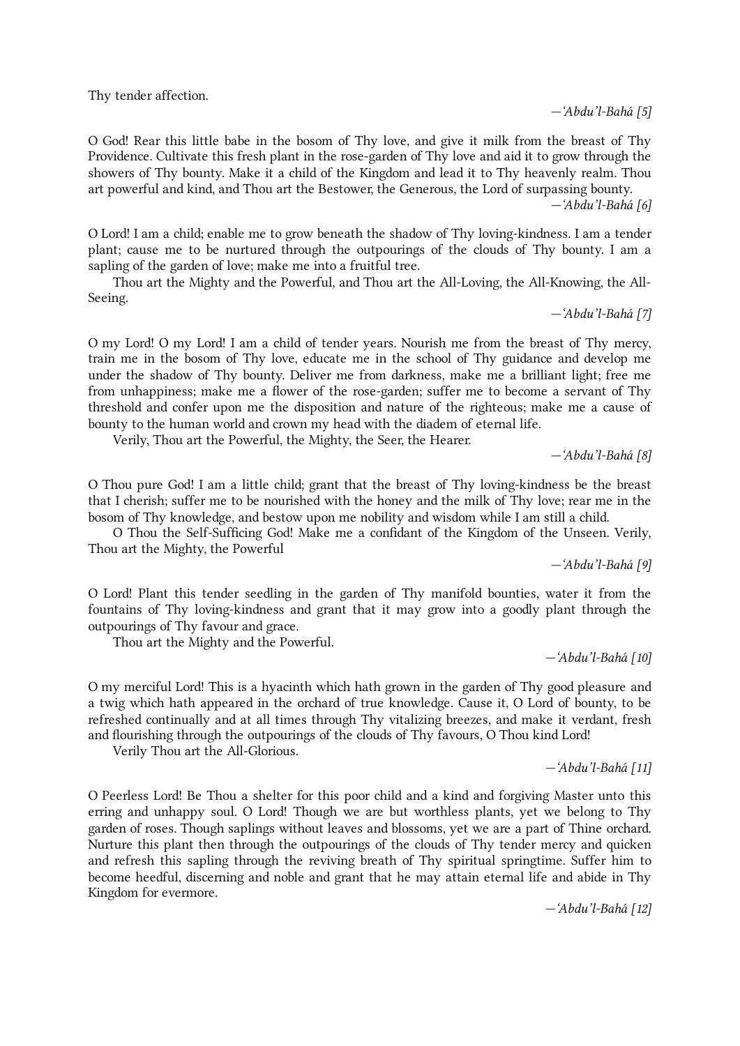Thy tender affection.

*—'Abdu'l-Bahá [5]*

O God! Rear this little babe in the bosom of Thy love, and give it milk from the breast of Thy Providence. Cultivate this fresh plant in the rose-garden of Thy love and aid it to grow through the showers of Thy bounty. Make it a child of the Kingdom and lead it to Thy heavenly realm. Thou art powerful and kind, and Thou art the Bestower, the Generous, the Lord of surpassing bounty.

*—'Abdu'l-Bahá [6]*

O Lord! I am a child; enable me to grow beneath the shadow of Thy loving-kindness. I am a tender plant; cause me to be nurtured through the outpourings of the clouds of Thy bounty. I am a sapling of the garden of love; make me into a fruitful tree.

Thou art the Mighty and the Powerful, and Thou art the All-Loving, the All-Knowing, the All-Seeing.

*—'Abdu'l-Bahá [7]*

O my Lord! O my Lord! I am a child of tender years. Nourish me from the breast of Thy mercy, train me in the bosom of Thy love, educate me in the school of Thy guidance and develop me under the shadow of Thy bounty. Deliver me from darkness, make me a brilliant light; free me from unhappiness; make me a flower of the rose-garden; suffer me to become a servant of Thy threshold and confer upon me the disposition and nature of the righteous; make me a cause of bounty to the human world and crown my head with the diadem of eternal life.

Verily, Thou art the Powerful, the Mighty, the Seer, the Hearer.

*—'Abdu'l-Bahá [8]*

O Thou pure God! I am a little child; grant that the breast of Thy loving-kindness be the breast that I cherish; suffer me to be nourished with the honey and the milk of Thy love; rear me in the bosom of Thy knowledge, and bestow upon me nobility and wisdom while I am still a child.

O Thou the Self-Sufficing God! Make me a confidant of the Kingdom of the Unseen. Verily, Thou art the Mighty, the Powerful

*—'Abdu'l-Bahá [9]*

O Lord! Plant this tender seedling in the garden of Thy manifold bounties, water it from the fountains of Thy loving-kindness and grant that it may grow into a goodly plant through the outpourings of Thy favour and grace.

Thou art the Mighty and the Powerful.

*—'Abdu'l-Bahá [10]*

O my merciful Lord! This is a hyacinth which hath grown in the garden of Thy good pleasure and a twig which hath appeared in the orchard of true knowledge. Cause it, O Lord of bounty, to be refreshed continually and at all times through Thy vitalizing breezes, and make it verdant, fresh and flourishing through the outpourings of the clouds of Thy favours, O Thou kind Lord!

Verily Thou art the All-Glorious.

*—'Abdu'l-Bahá [11]*

O Peerless Lord! Be Thou a shelter for this poor child and a kind and forgiving Master unto this erring and unhappy soul. O Lord! Though we are but worthless plants, yet we belong to Thy garden of roses. Though saplings without leaves and blossoms, yet we are a part of Thine orchard. Nurture this plant then through the outpourings of the clouds of Thy tender mercy and quicken and refresh this sapling through the reviving breath of Thy spiritual springtime. Suffer him to become heedful, discerning and noble and grant that he may attain eternal life and abide in Thy Kingdom for evermore.

*—'Abdu'l-Bahá [12]*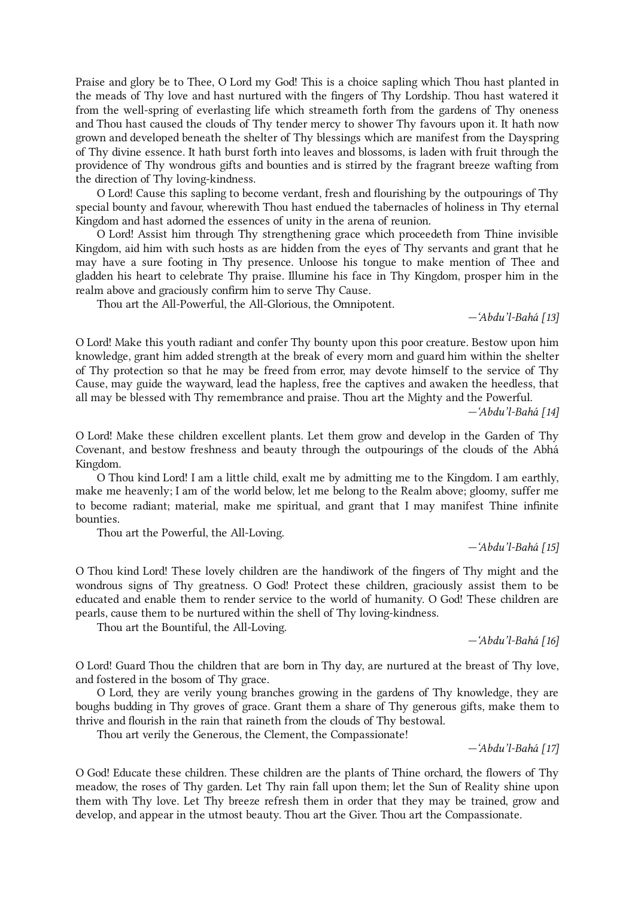Praise and glory be to Thee, O Lord my God! This is a choice sapling which Thou hast planted in the meads of Thy love and hast nurtured with the fingers of Thy Lordship. Thou hast watered it from the well-spring of everlasting life which streameth forth from the gardens of Thy oneness and Thou hast caused the clouds of Thy tender mercy to shower Thy favours upon it. It hath now grown and developed beneath the shelter of Thy blessings which are manifest from the Dayspring of Thy divine essence. It hath burst forth into leaves and blossoms, is laden with fruit through the providence of Thy wondrous gifts and bounties and is stirred by the fragrant breeze wafting from the direction of Thy loving-kindness.

O Lord! Cause this sapling to become verdant, fresh and flourishing by the outpourings of Thy special bounty and favour, wherewith Thou hast endued the tabernacles of holiness in Thy eternal Kingdom and hast adorned the essences of unity in the arena of reunion.

O Lord! Assist him through Thy strengthening grace which proceedeth from Thine invisible Kingdom, aid him with such hosts as are hidden from the eyes of Thy servants and grant that he may have a sure footing in Thy presence. Unloose his tongue to make mention of Thee and gladden his heart to celebrate Thy praise. Illumine his face in Thy Kingdom, prosper him in the realm above and graciously confirm him to serve Thy Cause.

Thou art the All-Powerful, the All-Glorious, the Omnipotent.

*—'Abdu'l-Bahá [13]*

O Lord! Make this youth radiant and confer Thy bounty upon this poor creature. Bestow upon him knowledge, grant him added strength at the break of every morn and guard him within the shelter of Thy protection so that he may be freed from error, may devote himself to the service of Thy Cause, may guide the wayward, lead the hapless, free the captives and awaken the heedless, that all may be blessed with Thy remembrance and praise. Thou art the Mighty and the Powerful.

*—'Abdu'l-Bahá [14]*

O Lord! Make these children excellent plants. Let them grow and develop in the Garden of Thy Covenant, and bestow freshness and beauty through the outpourings of the clouds of the Abhá Kingdom.

O Thou kind Lord! I am a little child, exalt me by admitting me to the Kingdom. I am earthly, make me heavenly; I am of the world below, let me belong to the Realm above; gloomy, suffer me to become radiant; material, make me spiritual, and grant that I may manifest Thine infinite bounties.

Thou art the Powerful, the All-Loving.

*—'Abdu'l-Bahá [15]*

O Thou kind Lord! These lovely children are the handiwork of the fingers of Thy might and the wondrous signs of Thy greatness. O God! Protect these children, graciously assist them to be educated and enable them to render service to the world of humanity. O God! These children are pearls, cause them to be nurtured within the shell of Thy loving-kindness.

Thou art the Bountiful, the All-Loving.

*—'Abdu'l-Bahá [16]*

O Lord! Guard Thou the children that are born in Thy day, are nurtured at the breast of Thy love, and fostered in the bosom of Thy grace.

O Lord, they are verily young branches growing in the gardens of Thy knowledge, they are boughs budding in Thy groves of grace. Grant them a share of Thy generous gifts, make them to thrive and flourish in the rain that raineth from the clouds of Thy bestowal.

Thou art verily the Generous, the Clement, the Compassionate!

*—'Abdu'l-Bahá [17]*

O God! Educate these children. These children are the plants of Thine orchard, the flowers of Thy meadow, the roses of Thy garden. Let Thy rain fall upon them; let the Sun of Reality shine upon them with Thy love. Let Thy breeze refresh them in order that they may be trained, grow and develop, and appear in the utmost beauty. Thou art the Giver. Thou art the Compassionate.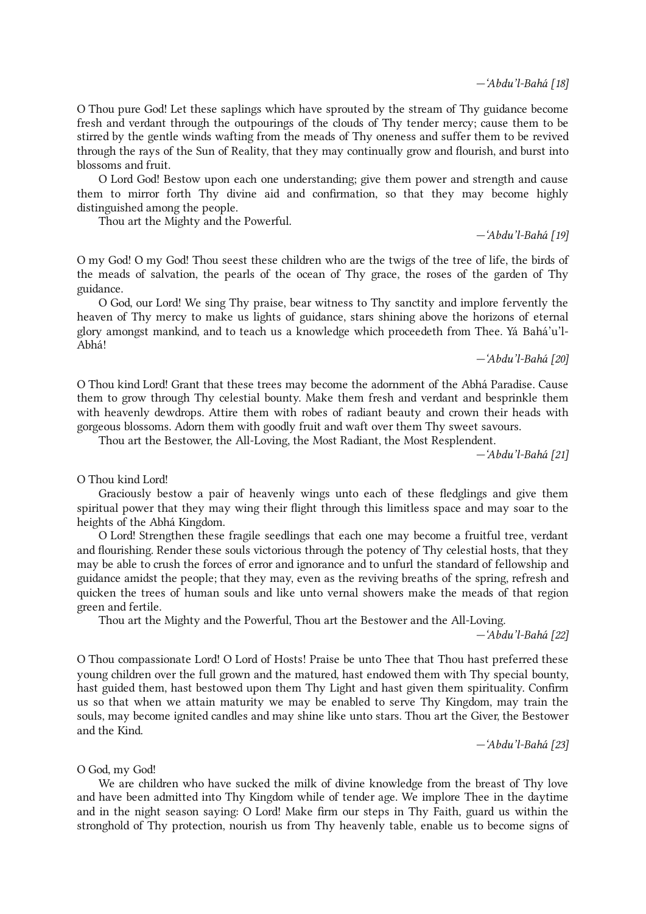—'Abdu'l-Bahá [18]

O Thou pure God! Let these saplings which have sprouted by the stream of Thy guidance become fresh and verdant through the outpourings of the clouds of Thy tender mercy; cause them to be stirred by the gentle winds wafting from the meads of Thy oneness and suffer them to be revived through the rays of the Sun of Reality, that they may continually grow and flourish, and burst into blossoms and fruit.

O Lord God! Bestow upon each one understanding; give them power and strength and cause them to mirror forth Thy divine aid and confirmation, so that they may become highly distinguished among the people.

Thou art the Mighty and the Powerful.

—'Abdu'l-Bahá [19]

O my God! O my God! Thou seest these children who are the twigs of the tree of life, the birds of the meads of salvation, the pearls of the ocean of Thy grace, the roses of the garden of Thy guidance.

O God, our Lord! We sing Thy praise, bear witness to Thy sanctity and implore fervently the heaven of Thy mercy to make us lights of guidance, stars shining above the horizons of eternal glory amongst mankind, and to teach us a knowledge which proceedeth from Thee. Yá Bahá'u'l-Abhá!

—'Abdu'l-Bahá [20]

O Thou kind Lord! Grant that these trees may become the adornment of the Abhá Paradise. Cause them to grow through Thy celestial bounty. Make them fresh and verdant and besprinkle them with heavenly dewdrops. Attire them with robes of radiant beauty and crown their heads with gorgeous blossoms. Adorn them with goodly fruit and waft over them Thy sweet savours.

Thou art the Bestower, the All-Loving, the Most Radiant, the Most Resplendent.

—'Abdu'l-Bahá [21]

O Thou kind Lord!

Graciously bestow a pair of heavenly wings unto each of these fledglings and give them spiritual power that they may wing their flight through this limitless space and may soar to the heights of the Abhá Kingdom.

O Lord! Strengthen these fragile seedlings that each one may become a fruitful tree, verdant and flourishing. Render these souls victorious through the potency of Thy celestial hosts, that they may be able to crush the forces of error and ignorance and to unfurl the standard of fellowship and guidance amidst the people; that they may, even as the reviving breaths of the spring, refresh and quicken the trees of human souls and like unto vernal showers make the meads of that region green and fertile.

Thou art the Mighty and the Powerful, Thou art the Bestower and the All-Loving.

—'Abdu'l-Bahá [22]

O Thou compassionate Lord! O Lord of Hosts! Praise be unto Thee that Thou hast preferred these young children over the full grown and the matured, hast endowed them with Thy special bounty, hast guided them, hast bestowed upon them Thy Light and hast given them spirituality. Confirm us so that when we attain maturity we may be enabled to serve Thy Kingdom, may train the souls, may become ignited candles and may shine like unto stars. Thou art the Giver, the Bestower and the Kind.

—'Abdu'l-Bahá [23]

O God, my God!

We are children who have sucked the milk of divine knowledge from the breast of Thy love and have been admitted into Thy Kingdom while of tender age. We implore Thee in the daytime and in the night season saying: O Lord! Make firm our steps in Thy Faith, guard us within the stronghold of Thy protection, nourish us from Thy heavenly table, enable us to become signs of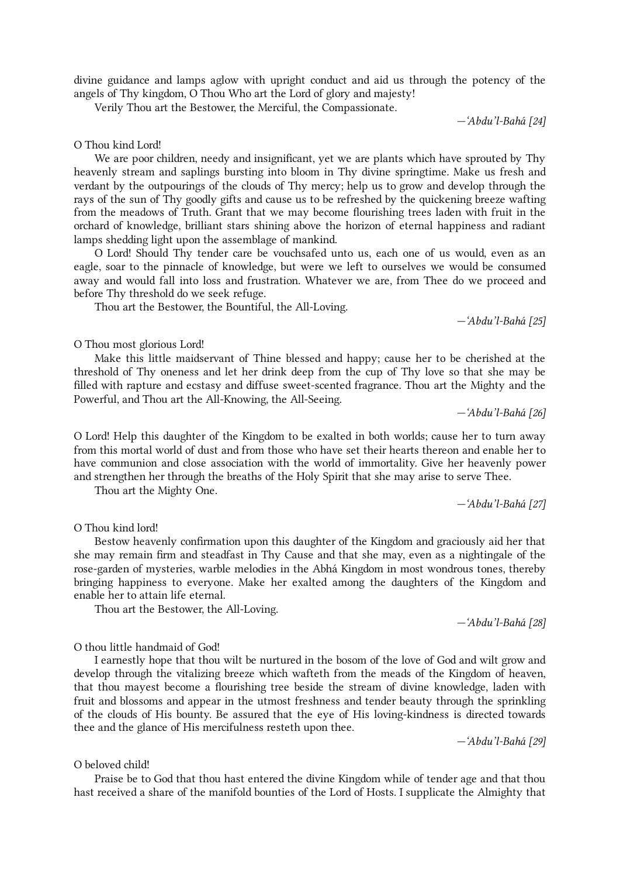divine guidance and lamps aglow with upright conduct and aid us through the potency of the angels of Thy kingdom, O Thou Who art the Lord of glory and majesty!

Verily Thou art the Bestower, the Merciful, the Compassionate.

—*‘Abdu’l-Bahá [24]*

O Thou kind Lord!

We are poor children, needy and insignificant, yet we are plants which have sprouted by Thy heavenly stream and saplings bursting into bloom in Thy divine springtime. Make us fresh and verdant by the outpourings of the clouds of Thy mercy; help us to grow and develop through the rays of the sun of Thy goodly gifts and cause us to be refreshed by the quickening breeze wafting from the meadows of Truth. Grant that we may become flourishing trees laden with fruit in the orchard of knowledge, brilliant stars shining above the horizon of eternal happiness and radiant lamps shedding light upon the assemblage of mankind.

O Lord! Should Thy tender care be vouchsafed unto us, each one of us would, even as an eagle, soar to the pinnacle of knowledge, but were we left to ourselves we would be consumed away and would fall into loss and frustration. Whatever we are, from Thee do we proceed and before Thy threshold do we seek refuge.

Thou art the Bestower, the Bountiful, the All-Loving.

—*‘Abdu’l-Bahá [25]*

O Thou most glorious Lord!

Make this little maidservant of Thine blessed and happy; cause her to be cherished at the threshold of Thy oneness and let her drink deep from the cup of Thy love so that she may be filled with rapture and ecstasy and diffuse sweet-scented fragrance. Thou art the Mighty and the Powerful, and Thou art the All-Knowing, the All-Seeing.

—*‘Abdu’l-Bahá [26]*

O Lord! Help this daughter of the Kingdom to be exalted in both worlds; cause her to turn away from this mortal world of dust and from those who have set their hearts thereon and enable her to have communion and close association with the world of immortality. Give her heavenly power and strengthen her through the breaths of the Holy Spirit that she may arise to serve Thee.

Thou art the Mighty One.

—*‘Abdu’l-Bahá [27]*

O Thou kind lord!

Bestow heavenly confirmation upon this daughter of the Kingdom and graciously aid her that she may remain firm and steadfast in Thy Cause and that she may, even as a nightingale of the rose-garden of mysteries, warble melodies in the Abhá Kingdom in most wondrous tones, thereby bringing happiness to everyone. Make her exalted among the daughters of the Kingdom and enable her to attain life eternal.

Thou art the Bestower, the All-Loving.

—*‘Abdu’l-Bahá [28]*

O thou little handmaid of God!

I earnestly hope that thou wilt be nurtured in the bosom of the love of God and wilt grow and develop through the vitalizing breeze which wafteth from the meads of the Kingdom of heaven, that thou mayest become a flourishing tree beside the stream of divine knowledge, laden with fruit and blossoms and appear in the utmost freshness and tender beauty through the sprinkling of the clouds of His bounty. Be assured that the eye of His loving-kindness is directed towards thee and the glance of His mercifulness resteth upon thee.

—*‘Abdu’l-Bahá [29]*

O beloved child!

Praise be to God that thou hast entered the divine Kingdom while of tender age and that thou hast received a share of the manifold bounties of the Lord of Hosts. I supplicate the Almighty that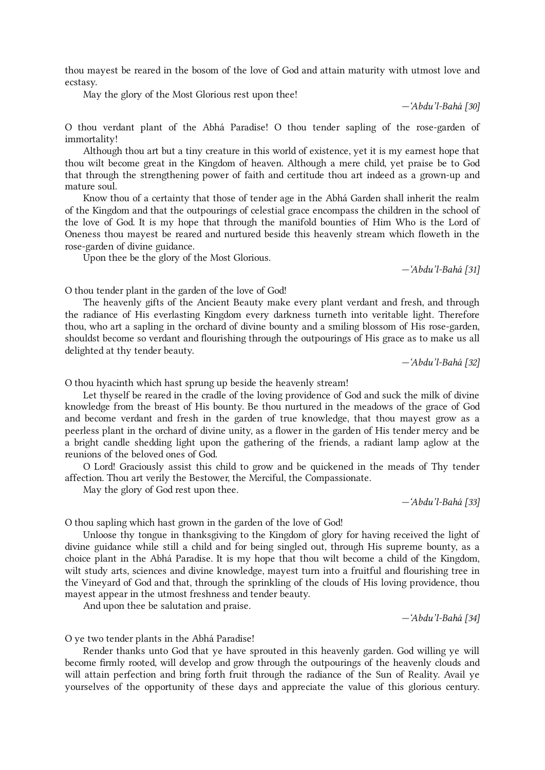thou mayest be reared in the bosom of the love of God and attain maturity with utmost love and ecstasy.

May the glory of the Most Glorious rest upon thee!

*—'Abdu'l-Bahá [30]*

O thou verdant plant of the Abhá Paradise! O thou tender sapling of the rose-garden of immortality!

Although thou art but a tiny creature in this world of existence, yet it is my earnest hope that thou wilt become great in the Kingdom of heaven. Although a mere child, yet praise be to God that through the strengthening power of faith and certitude thou art indeed as a grown-up and mature soul.

Know thou of a certainty that those of tender age in the Abhá Garden shall inherit the realm of the Kingdom and that the outpourings of celestial grace encompass the children in the school of the love of God. It is my hope that through the manifold bounties of Him Who is the Lord of Oneness thou mayest be reared and nurtured beside this heavenly stream which floweth in the rose-garden of divine guidance.

Upon thee be the glory of the Most Glorious.

*—'Abdu'l-Bahá [31]*

O thou tender plant in the garden of the love of God!

The heavenly gifts of the Ancient Beauty make every plant verdant and fresh, and through the radiance of His everlasting Kingdom every darkness turneth into veritable light. Therefore thou, who art a sapling in the orchard of divine bounty and a smiling blossom of His rose-garden, shouldst become so verdant and flourishing through the outpourings of His grace as to make us all delighted at thy tender beauty.

*—'Abdu'l-Bahá [32]*

O thou hyacinth which hast sprung up beside the heavenly stream!

Let thyself be reared in the cradle of the loving providence of God and suck the milk of divine knowledge from the breast of His bounty. Be thou nurtured in the meadows of the grace of God and become verdant and fresh in the garden of true knowledge, that thou mayest grow as a peerless plant in the orchard of divine unity, as a flower in the garden of His tender mercy and be a bright candle shedding light upon the gathering of the friends, a radiant lamp aglow at the reunions of the beloved ones of God.

O Lord! Graciously assist this child to grow and be quickened in the meads of Thy tender affection. Thou art verily the Bestower, the Merciful, the Compassionate.

May the glory of God rest upon thee.

*—'Abdu'l-Bahá [33]*

O thou sapling which hast grown in the garden of the love of God!

Unloose thy tongue in thanksgiving to the Kingdom of glory for having received the light of divine guidance while still a child and for being singled out, through His supreme bounty, as a choice plant in the Abhá Paradise. It is my hope that thou wilt become a child of the Kingdom, wilt study arts, sciences and divine knowledge, mayest turn into a fruitful and flourishing tree in the Vineyard of God and that, through the sprinkling of the clouds of His loving providence, thou mayest appear in the utmost freshness and tender beauty.

And upon thee be salutation and praise.

*—'Abdu'l-Bahá [34]*

O ye two tender plants in the Abhá Paradise!

Render thanks unto God that ye have sprouted in this heavenly garden. God willing ye will become firmly rooted, will develop and grow through the outpourings of the heavenly clouds and will attain perfection and bring forth fruit through the radiance of the Sun of Reality. Avail ye yourselves of the opportunity of these days and appreciate the value of this glorious century.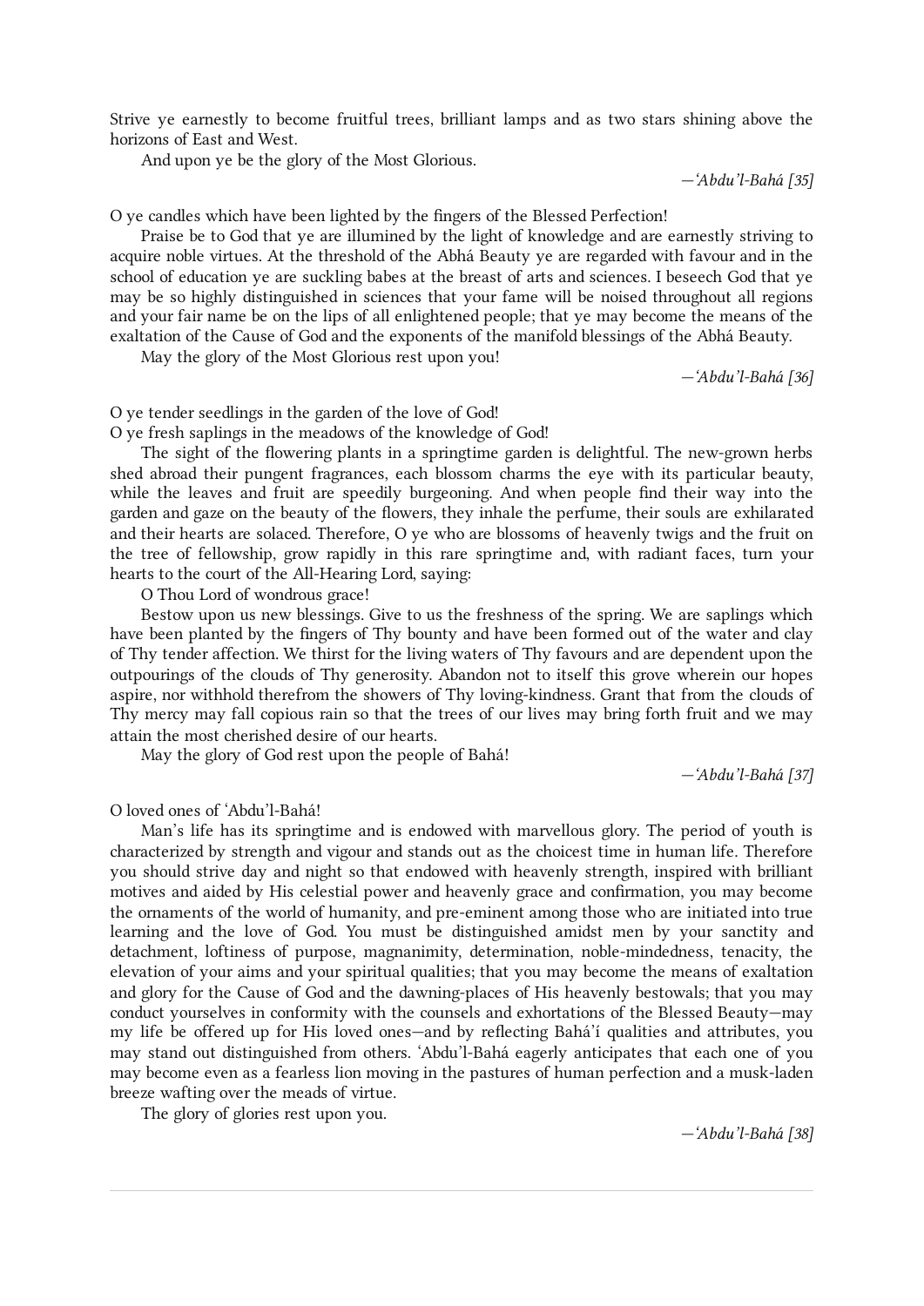Strive ye earnestly to become fruitful trees, brilliant lamps and as two stars shining above the horizons of East and West.

And upon ye be the glory of the Most Glorious.

*—'Abdu'l-Bahá [35]*

O ye candles which have been lighted by the fingers of the Blessed Perfection!

Praise be to God that ye are illumined by the light of knowledge and are earnestly striving to acquire noble virtues. At the threshold of the Abhá Beauty ye are regarded with favour and in the school of education ye are suckling babes at the breast of arts and sciences. I beseech God that ye may be so highly distinguished in sciences that your fame will be noised throughout all regions and your fair name be on the lips of all enlightened people; that ye may become the means of the exaltation of the Cause of God and the exponents of the manifold blessings of the Abhá Beauty.

May the glory of the Most Glorious rest upon you!

*—'Abdu'l-Bahá [36]*

O ye tender seedlings in the garden of the love of God!
O ye fresh saplings in the meadows of the knowledge of God!

The sight of the flowering plants in a springtime garden is delightful. The new-grown herbs shed abroad their pungent fragrances, each blossom charms the eye with its particular beauty, while the leaves and fruit are speedily burgeoning. And when people find their way into the garden and gaze on the beauty of the flowers, they inhale the perfume, their souls are exhilarated and their hearts are solaced. Therefore, O ye who are blossoms of heavenly twigs and the fruit on the tree of fellowship, grow rapidly in this rare springtime and, with radiant faces, turn your hearts to the court of the All-Hearing Lord, saying:

O Thou Lord of wondrous grace!

Bestow upon us new blessings. Give to us the freshness of the spring. We are saplings which have been planted by the fingers of Thy bounty and have been formed out of the water and clay of Thy tender affection. We thirst for the living waters of Thy favours and are dependent upon the outpourings of the clouds of Thy generosity. Abandon not to itself this grove wherein our hopes aspire, nor withhold therefrom the showers of Thy loving-kindness. Grant that from the clouds of Thy mercy may fall copious rain so that the trees of our lives may bring forth fruit and we may attain the most cherished desire of our hearts.

May the glory of God rest upon the people of Bahá!

*—'Abdu'l-Bahá [37]*

O loved ones of 'Abdu'l-Bahá!

Man's life has its springtime and is endowed with marvellous glory. The period of youth is characterized by strength and vigour and stands out as the choicest time in human life. Therefore you should strive day and night so that endowed with heavenly strength, inspired with brilliant motives and aided by His celestial power and heavenly grace and confirmation, you may become the ornaments of the world of humanity, and pre-eminent among those who are initiated into true learning and the love of God. You must be distinguished amidst men by your sanctity and detachment, loftiness of purpose, magnanimity, determination, noble-mindedness, tenacity, the elevation of your aims and your spiritual qualities; that you may become the means of exaltation and glory for the Cause of God and the dawning-places of His heavenly bestowals; that you may conduct yourselves in conformity with the counsels and exhortations of the Blessed Beauty—may my life be offered up for His loved ones—and by reflecting Bahá'í qualities and attributes, you may stand out distinguished from others. 'Abdu'l-Bahá eagerly anticipates that each one of you may become even as a fearless lion moving in the pastures of human perfection and a musk-laden breeze wafting over the meads of virtue.

The glory of glories rest upon you.

*—'Abdu'l-Bahá [38]*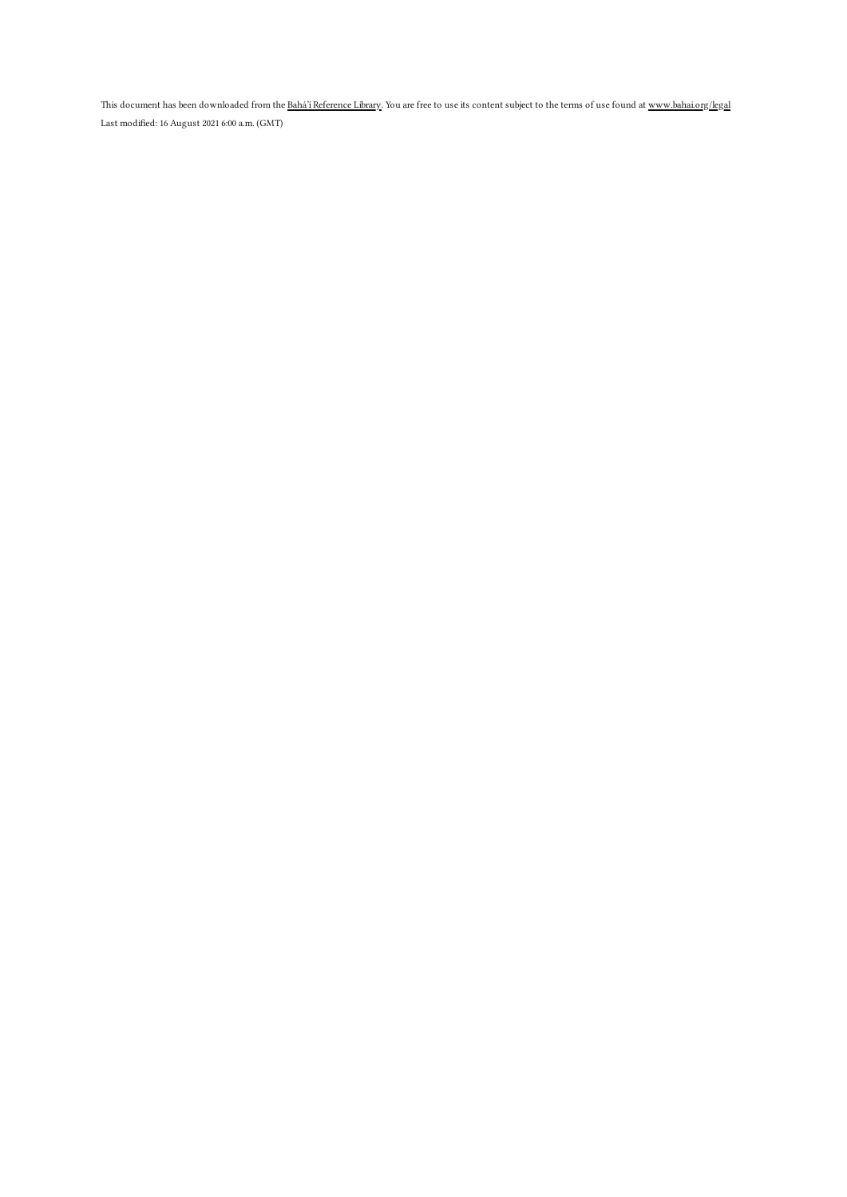This document has been downloaded from the [Bahá'í Reference Library](https://www.bahai.org/library). You are free to use its content subject to the terms of use found at [www.bahai.org/legal](https://www.bahai.org/legal)

Last modified: 16 August 2021 6:00 a.m. (GMT)